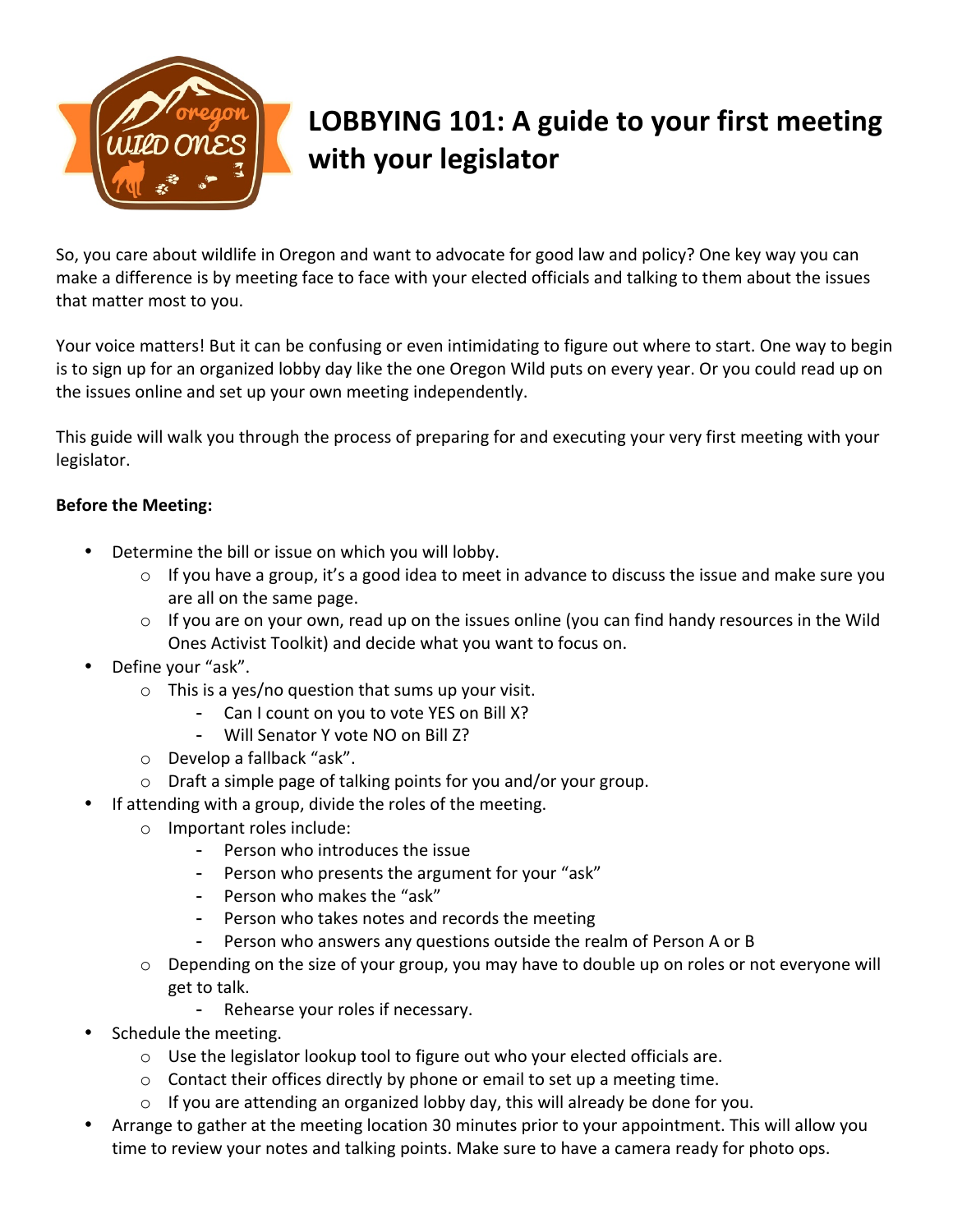# LOBBYING 101: A guide to your first meeting with your legislator

So, you care about wildlife in Oregon and want to advocate for good law and policy? One key way you can make a difference is by meeting face to face with your elected officials and talking to them about the issues that matter most to you.

Your voice matters! But it can be confusing or even intimidating to figure out where to start. One way to begin is to sign up for an organized lobby day like the one Oregon Wild puts on every year. Or you could read up on the issues online and set up your own meeting independently.

This guide will walk you through the process of preparing for and executing your very first meeting with your legislator.

**Before the Meeting:**

- Determine the bill or issue on which you will lobby.
  - If you have a group, it's a good idea to meet in advance to discuss the issue and make sure you are all on the same page.
  - If you are on your own, read up on the issues online (you can find handy resources in the Wild Ones Activist Toolkit) and decide what you want to focus on.
- Define your "ask".
  - This is a yes/no question that sums up your visit.
    - Can I count on you to vote YES on Bill X?
    - Will Senator Y vote NO on Bill Z?
  - Develop a fallback "ask".
  - Draft a simple page of talking points for you and/or your group.
- If attending with a group, divide the roles of the meeting.
  - Important roles include:
    - Person who introduces the issue
    - Person who presents the argument for your "ask"
    - Person who makes the "ask"
    - Person who takes notes and records the meeting
    - Person who answers any questions outside the realm of Person A or B
  - Depending on the size of your group, you may have to double up on roles or not everyone will get to talk.
    - Rehearse your roles if necessary.
- Schedule the meeting.
  - Use the legislator lookup tool to figure out who your elected officials are.
  - Contact their offices directly by phone or email to set up a meeting time.
  - If you are attending an organized lobby day, this will already be done for you.
- Arrange to gather at the meeting location 30 minutes prior to your appointment. This will allow you time to review your notes and talking points. Make sure to have a camera ready for photo ops.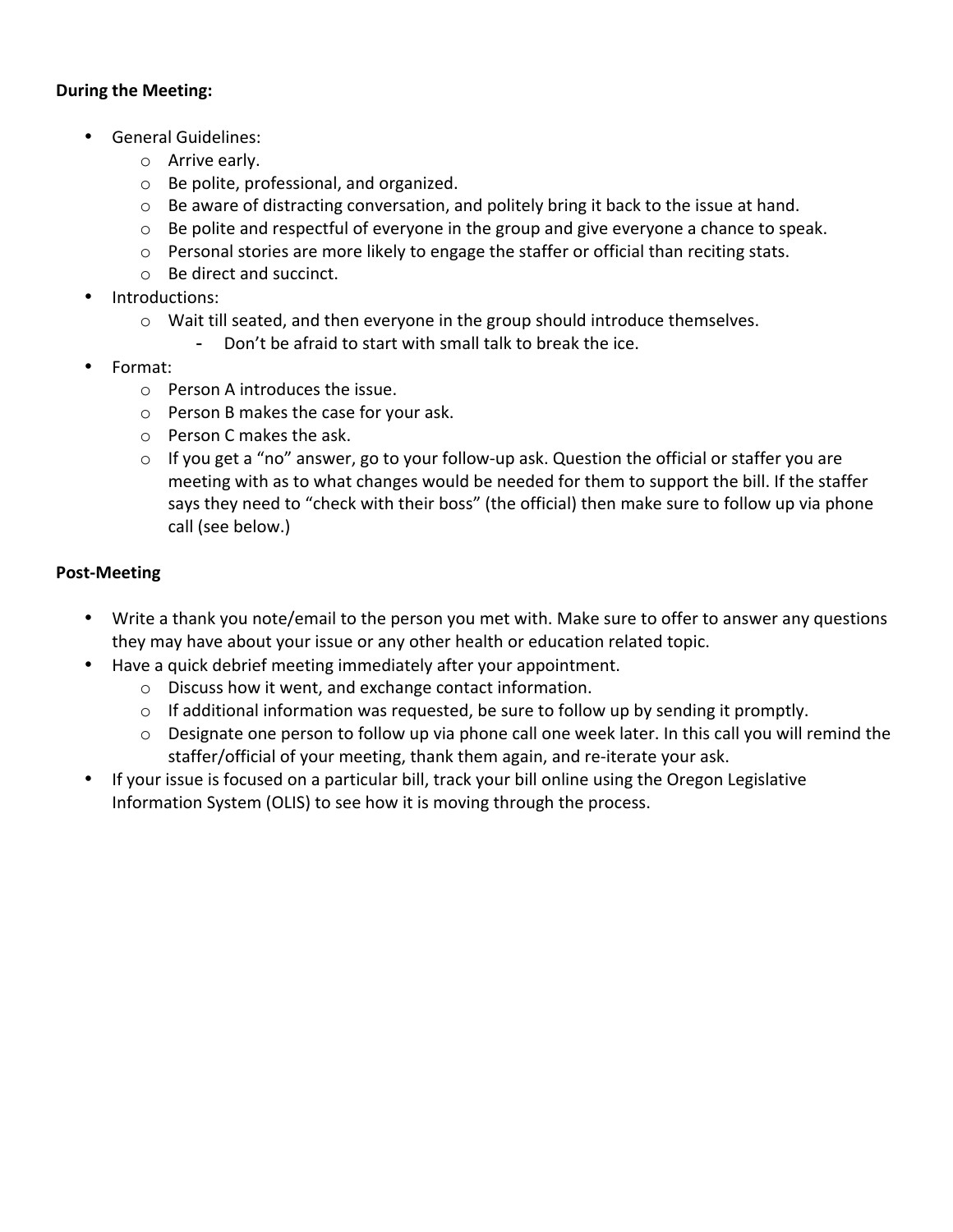**During the Meeting:**

- General Guidelines:
  - Arrive early.
  - Be polite, professional, and organized.
  - Be aware of distracting conversation, and politely bring it back to the issue at hand.
  - Be polite and respectful of everyone in the group and give everyone a chance to speak.
  - Personal stories are more likely to engage the staffer or official than reciting stats.
  - Be direct and succinct.
- Introductions:
  - Wait till seated, and then everyone in the group should introduce themselves.
    - Don't be afraid to start with small talk to break the ice.
- Format:
  - Person A introduces the issue.
  - Person B makes the case for your ask.
  - Person C makes the ask.
  - If you get a "no" answer, go to your follow-up ask. Question the official or staffer you are meeting with as to what changes would be needed for them to support the bill. If the staffer says they need to "check with their boss" (the official) then make sure to follow up via phone call (see below.)

**Post-Meeting**

- Write a thank you note/email to the person you met with. Make sure to offer to answer any questions they may have about your issue or any other health or education related topic.
- Have a quick debrief meeting immediately after your appointment.
  - Discuss how it went, and exchange contact information.
  - If additional information was requested, be sure to follow up by sending it promptly.
  - Designate one person to follow up via phone call one week later. In this call you will remind the staffer/official of your meeting, thank them again, and re-iterate your ask.
- If your issue is focused on a particular bill, track your bill online using the Oregon Legislative Information System (OLIS) to see how it is moving through the process.